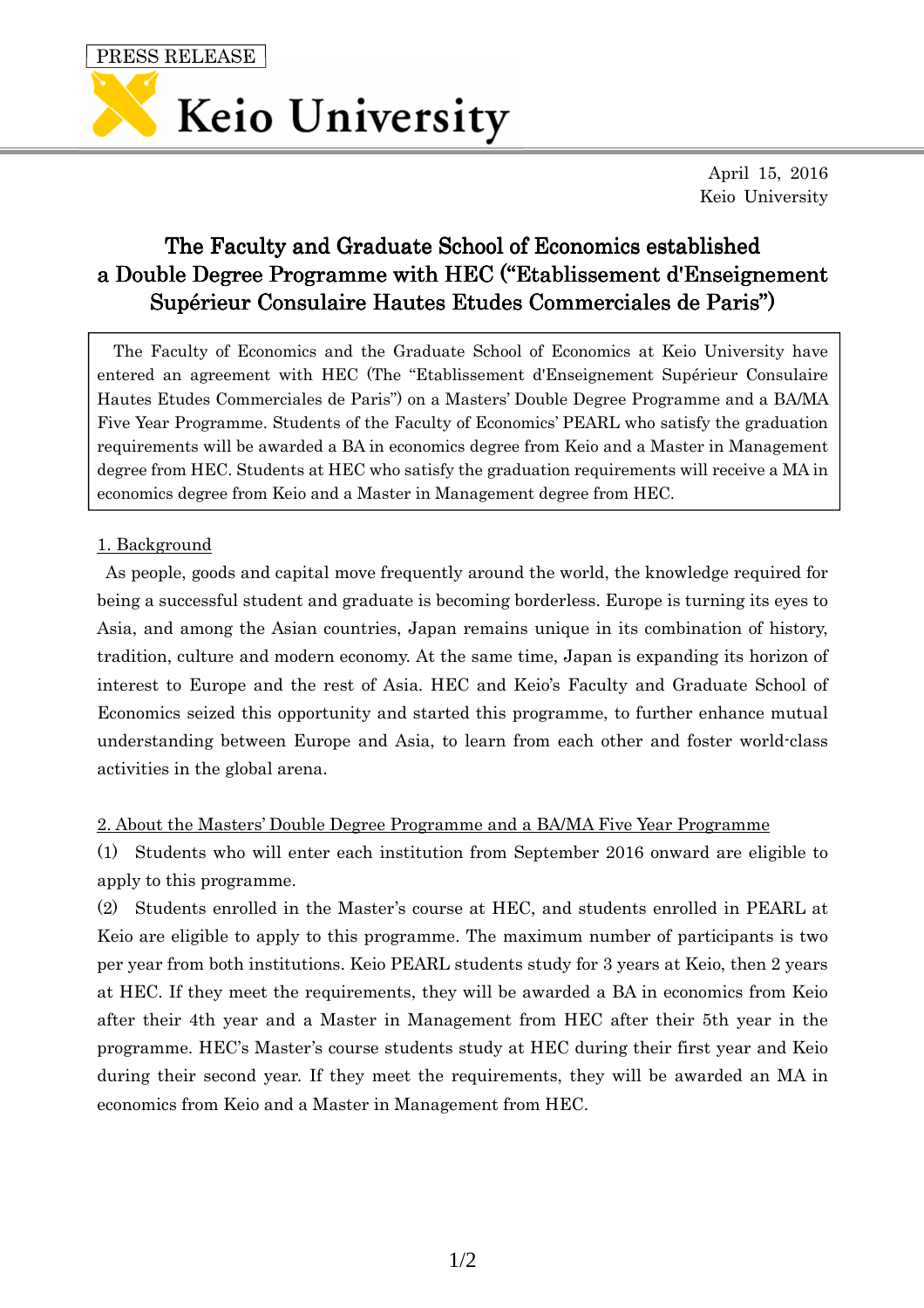PRESS RELEASE

Keio University

April 15, 2016
Keio University

# The Faculty and Graduate School of Economics established a Double Degree Programme with HEC (“Etablissement d'Enseignement Supérieur Consulaire Hautes Etudes Commerciales de Paris”)

The Faculty of Economics and the Graduate School of Economics at Keio University have entered an agreement with HEC (The “Etablissement d'Enseignement Supérieur Consulaire Hautes Etudes Commerciales de Paris”) on a Masters' Double Degree Programme and a BA/MA Five Year Programme. Students of the Faculty of Economics' PEARL who satisfy the graduation requirements will be awarded a BA in economics degree from Keio and a Master in Management degree from HEC. Students at HEC who satisfy the graduation requirements will receive a MA in economics degree from Keio and a Master in Management degree from HEC.

## 1. Background

As people, goods and capital move frequently around the world, the knowledge required for being a successful student and graduate is becoming borderless. Europe is turning its eyes to Asia, and among the Asian countries, Japan remains unique in its combination of history, tradition, culture and modern economy. At the same time, Japan is expanding its horizon of interest to Europe and the rest of Asia. HEC and Keio's Faculty and Graduate School of Economics seized this opportunity and started this programme, to further enhance mutual understanding between Europe and Asia, to learn from each other and foster world-class activities in the global arena.

## 2. About the Masters' Double Degree Programme and a BA/MA Five Year Programme

(1) Students who will enter each institution from September 2016 onward are eligible to apply to this programme.

(2) Students enrolled in the Master's course at HEC, and students enrolled in PEARL at Keio are eligible to apply to this programme. The maximum number of participants is two per year from both institutions. Keio PEARL students study for 3 years at Keio, then 2 years at HEC. If they meet the requirements, they will be awarded a BA in economics from Keio after their 4th year and a Master in Management from HEC after their 5th year in the programme. HEC's Master's course students study at HEC during their first year and Keio during their second year. If they meet the requirements, they will be awarded an MA in economics from Keio and a Master in Management from HEC.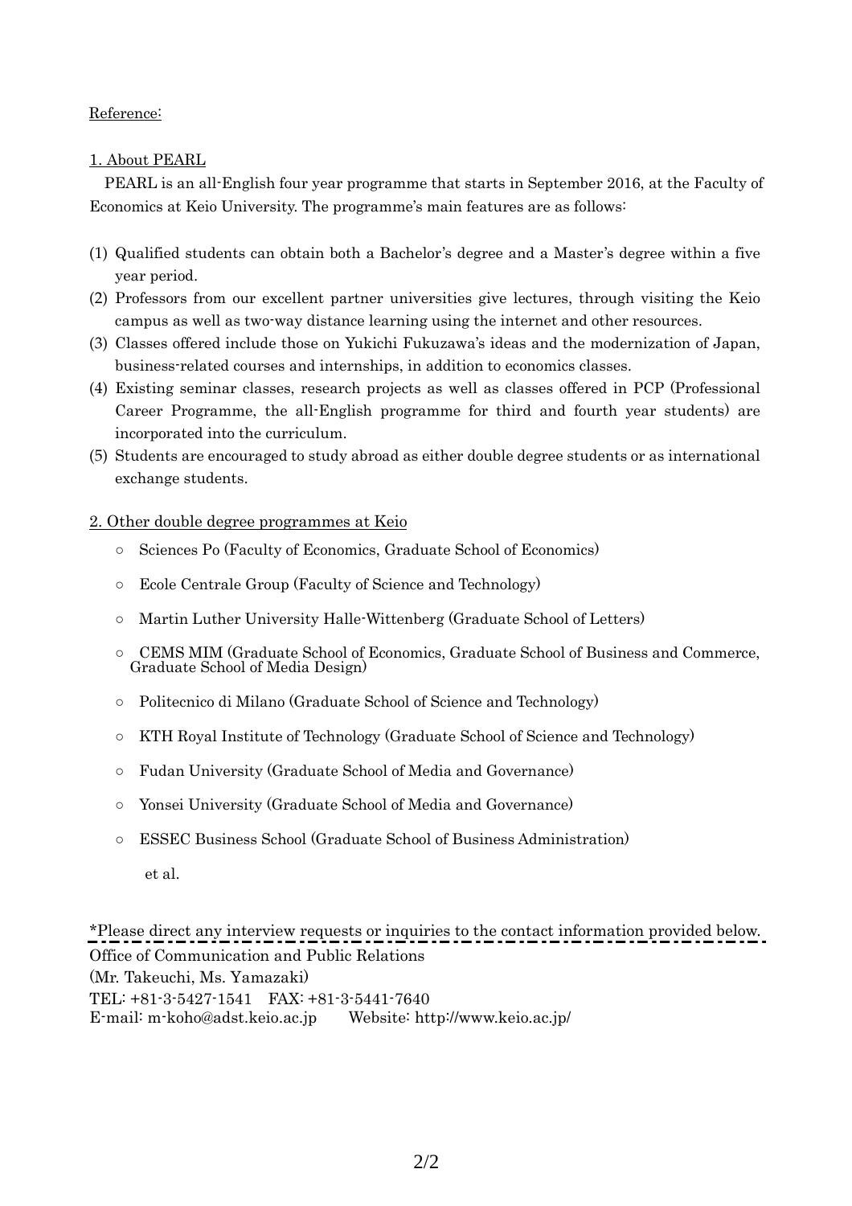Reference:

1. About PEARL

PEARL is an all-English four year programme that starts in September 2016, at the Faculty of Economics at Keio University. The programme's main features are as follows:

(1) Qualified students can obtain both a Bachelor's degree and a Master's degree within a five year period.
(2) Professors from our excellent partner universities give lectures, through visiting the Keio campus as well as two-way distance learning using the internet and other resources.
(3) Classes offered include those on Yukichi Fukuzawa's ideas and the modernization of Japan, business-related courses and internships, in addition to economics classes.
(4) Existing seminar classes, research projects as well as classes offered in PCP (Professional Career Programme, the all-English programme for third and fourth year students) are incorporated into the curriculum.
(5) Students are encouraged to study abroad as either double degree students or as international exchange students.

2. Other double degree programmes at Keio

- ○ Sciences Po (Faculty of Economics, Graduate School of Economics)
- ○ Ecole Centrale Group (Faculty of Science and Technology)
- ○ Martin Luther University Halle-Wittenberg (Graduate School of Letters)
- ○ CEMS MIM (Graduate School of Economics, Graduate School of Business and Commerce, Graduate School of Media Design)
- ○ Politecnico di Milano (Graduate School of Science and Technology)
- ○ KTH Royal Institute of Technology (Graduate School of Science and Technology)
- ○ Fudan University (Graduate School of Media and Governance)
- ○ Yonsei University (Graduate School of Media and Governance)
- ○ ESSEC Business School (Graduate School of Business Administration)

et al.

*Please direct any interview requests or inquiries to the contact information provided below.
Office of Communication and Public Relations
(Mr. Takeuchi, Ms. Yamazaki)
TEL: +81-3-5427-1541 FAX: +81-3-5441-7640
E-mail: m-koho@adst.keio.ac.jp Website: http://www.keio.ac.jp/